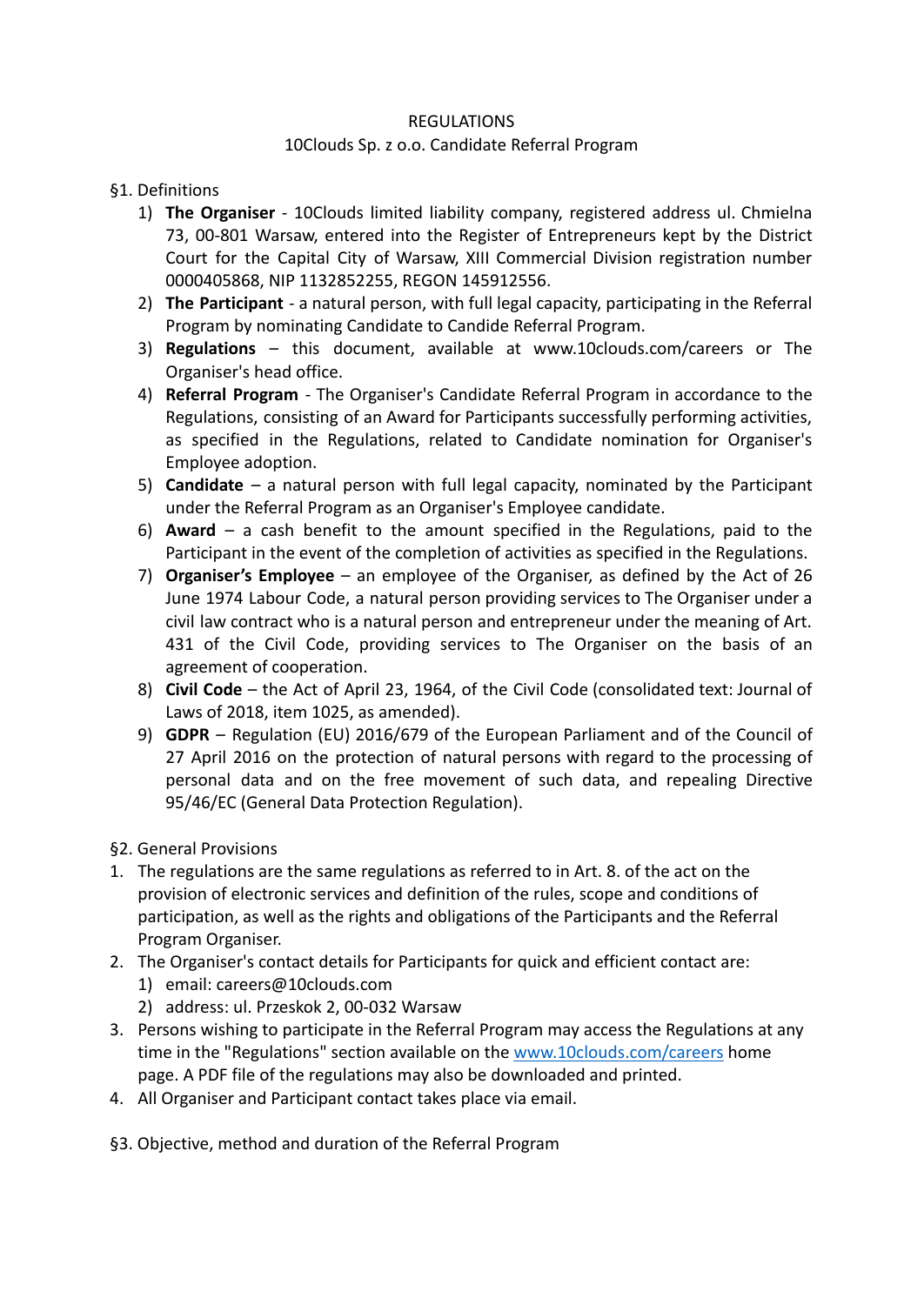REGULATIONS

10Clouds Sp. z o.o. Candidate Referral Program

§1. Definitions

1) **The Organiser** - 10Clouds limited liability company, registered address ul. Chmielna 73, 00-801 Warsaw, entered into the Register of Entrepreneurs kept by the District Court for the Capital City of Warsaw, XIII Commercial Division registration number 0000405868, NIP 1132852255, REGON 145912556.
2) **The Participant** - a natural person, with full legal capacity, participating in the Referral Program by nominating Candidate to Candide Referral Program.
3) **Regulations** – this document, available at www.10clouds.com/careers or The Organiser's head office.
4) **Referral Program** - The Organiser's Candidate Referral Program in accordance to the Regulations, consisting of an Award for Participants successfully performing activities, as specified in the Regulations, related to Candidate nomination for Organiser's Employee adoption.
5) **Candidate** – a natural person with full legal capacity, nominated by the Participant under the Referral Program as an Organiser's Employee candidate.
6) **Award** – a cash benefit to the amount specified in the Regulations, paid to the Participant in the event of the completion of activities as specified in the Regulations.
7) **Organiser's Employee** – an employee of the Organiser, as defined by the Act of 26 June 1974 Labour Code, a natural person providing services to The Organiser under a civil law contract who is a natural person and entrepreneur under the meaning of Art. 431 of the Civil Code, providing services to The Organiser on the basis of an agreement of cooperation.
8) **Civil Code** – the Act of April 23, 1964, of the Civil Code (consolidated text: Journal of Laws of 2018, item 1025, as amended).
9) **GDPR** – Regulation (EU) 2016/679 of the European Parliament and of the Council of 27 April 2016 on the protection of natural persons with regard to the processing of personal data and on the free movement of such data, and repealing Directive 95/46/EC (General Data Protection Regulation).

§2. General Provisions

1. The regulations are the same regulations as referred to in Art. 8. of the act on the provision of electronic services and definition of the rules, scope and conditions of participation, as well as the rights and obligations of the Participants and the Referral Program Organiser.
2. The Organiser's contact details for Participants for quick and efficient contact are:
   1) email: careers@10clouds.com
   2) address: ul. Przeskok 2, 00-032 Warsaw
3. Persons wishing to participate in the Referral Program may access the Regulations at any time in the "Regulations" section available on the [www.10clouds.com/careers](www.10clouds.com/careers) home page. A PDF file of the regulations may also be downloaded and printed.
4. All Organiser and Participant contact takes place via email.

§3. Objective, method and duration of the Referral Program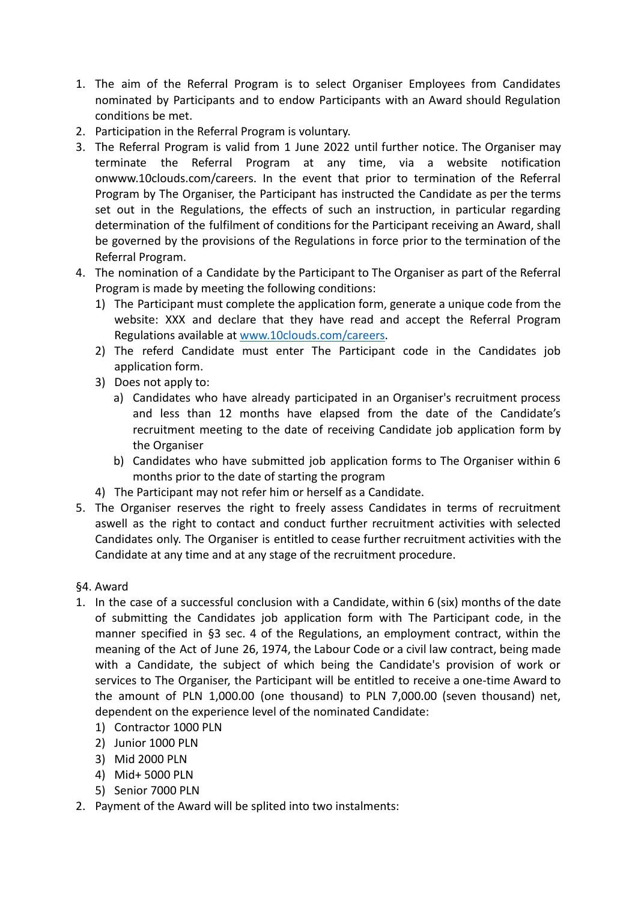1. The aim of the Referral Program is to select Organiser Employees from Candidates nominated by Participants and to endow Participants with an Award should Regulation conditions be met.
2. Participation in the Referral Program is voluntary.
3. The Referral Program is valid from 1 June 2022 until further notice. The Organiser may terminate the Referral Program at any time, via a website notification onwww.10clouds.com/careers. In the event that prior to termination of the Referral Program by The Organiser, the Participant has instructed the Candidate as per the terms set out in the Regulations, the effects of such an instruction, in particular regarding determination of the fulfilment of conditions for the Participant receiving an Award, shall be governed by the provisions of the Regulations in force prior to the termination of the Referral Program.
4. The nomination of a Candidate by the Participant to The Organiser as part of the Referral Program is made by meeting the following conditions:
   1) The Participant must complete the application form, generate a unique code from the website: XXX and declare that they have read and accept the Referral Program Regulations available at [www.10clouds.com/careers](www.10clouds.com/careers).
   2) The referd Candidate must enter The Participant code in the Candidates job application form.
   3) Does not apply to:
      a) Candidates who have already participated in an Organiser's recruitment process and less than 12 months have elapsed from the date of the Candidate's recruitment meeting to the date of receiving Candidate job application form by the Organiser
      b) Candidates who have submitted job application forms to The Organiser within 6 months prior to the date of starting the program
   4) The Participant may not refer him or herself as a Candidate.
5. The Organiser reserves the right to freely assess Candidates in terms of recruitment aswell as the right to contact and conduct further recruitment activities with selected Candidates only. The Organiser is entitled to cease further recruitment activities with the Candidate at any time and at any stage of the recruitment procedure.

§4. Award

1. In the case of a successful conclusion with a Candidate, within 6 (six) months of the date of submitting the Candidates job application form with The Participant code, in the manner specified in §3 sec. 4 of the Regulations, an employment contract, within the meaning of the Act of June 26, 1974, the Labour Code or a civil law contract, being made with a Candidate, the subject of which being the Candidate's provision of work or services to The Organiser, the Participant will be entitled to receive a one-time Award to the amount of PLN 1,000.00 (one thousand) to PLN 7,000.00 (seven thousand) net, dependent on the experience level of the nominated Candidate:
   1) Contractor 1000 PLN
   2) Junior 1000 PLN
   3) Mid 2000 PLN
   4) Mid+ 5000 PLN
   5) Senior 7000 PLN
2. Payment of the Award will be splited into two instalments: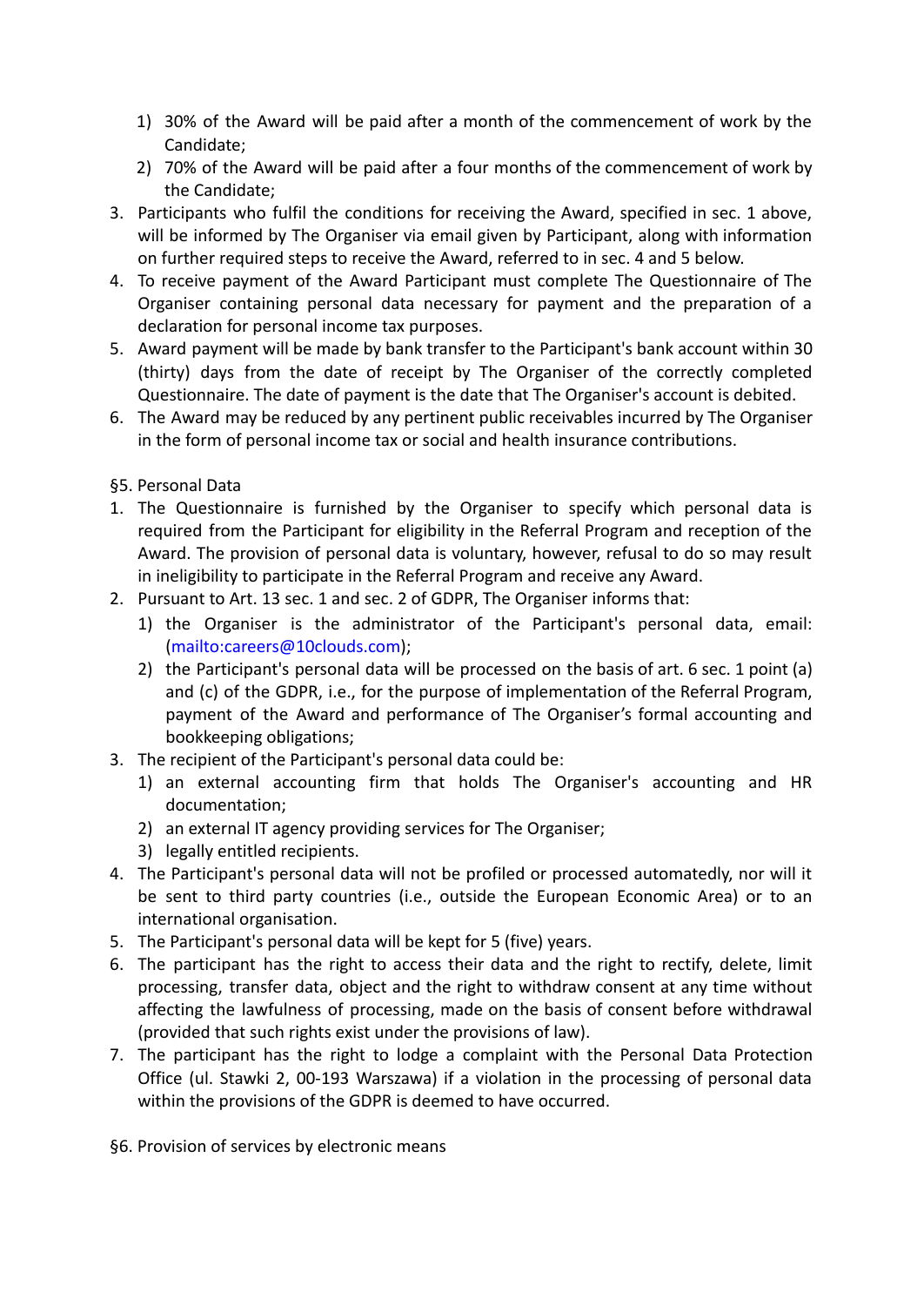1) 30% of the Award will be paid after a month of the commencement of work by the Candidate;
2) 70% of the Award will be paid after a four months of the commencement of work by the Candidate;

3. Participants who fulfil the conditions for receiving the Award, specified in sec. 1 above, will be informed by The Organiser via email given by Participant, along with information on further required steps to receive the Award, referred to in sec. 4 and 5 below.
4. To receive payment of the Award Participant must complete The Questionnaire of The Organiser containing personal data necessary for payment and the preparation of a declaration for personal income tax purposes.
5. Award payment will be made by bank transfer to the Participant's bank account within 30 (thirty) days from the date of receipt by The Organiser of the correctly completed Questionnaire. The date of payment is the date that The Organiser's account is debited.
6. The Award may be reduced by any pertinent public receivables incurred by The Organiser in the form of personal income tax or social and health insurance contributions.

§5. Personal Data

1. The Questionnaire is furnished by the Organiser to specify which personal data is required from the Participant for eligibility in the Referral Program and reception of the Award. The provision of personal data is voluntary, however, refusal to do so may result in ineligibility to participate in the Referral Program and receive any Award.
2. Pursuant to Art. 13 sec. 1 and sec. 2 of GDPR, The Organiser informs that:
   1) the Organiser is the administrator of the Participant's personal data, email: (mailto:careers@10clouds.com);
   2) the Participant's personal data will be processed on the basis of art. 6 sec. 1 point (a) and (c) of the GDPR, i.e., for the purpose of implementation of the Referral Program, payment of the Award and performance of The Organiser's formal accounting and bookkeeping obligations;
3. The recipient of the Participant's personal data could be:
   1) an external accounting firm that holds The Organiser's accounting and HR documentation;
   2) an external IT agency providing services for The Organiser;
   3) legally entitled recipients.
4. The Participant's personal data will not be profiled or processed automatedly, nor will it be sent to third party countries (i.e., outside the European Economic Area) or to an international organisation.
5. The Participant's personal data will be kept for 5 (five) years.
6. The participant has the right to access their data and the right to rectify, delete, limit processing, transfer data, object and the right to withdraw consent at any time without affecting the lawfulness of processing, made on the basis of consent before withdrawal (provided that such rights exist under the provisions of law).
7. The participant has the right to lodge a complaint with the Personal Data Protection Office (ul. Stawki 2, 00-193 Warszawa) if a violation in the processing of personal data within the provisions of the GDPR is deemed to have occurred.

§6. Provision of services by electronic means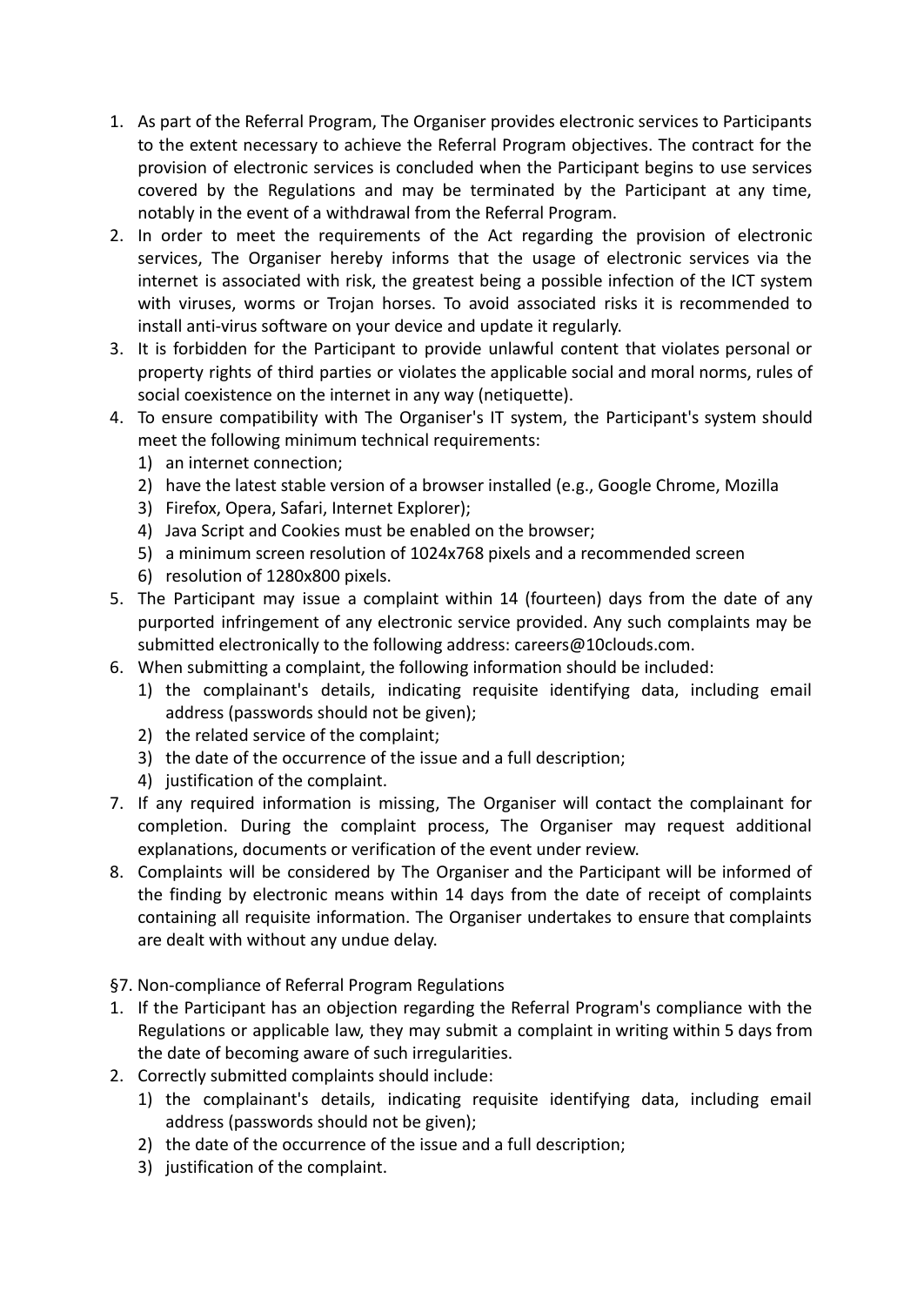1. As part of the Referral Program, The Organiser provides electronic services to Participants to the extent necessary to achieve the Referral Program objectives. The contract for the provision of electronic services is concluded when the Participant begins to use services covered by the Regulations and may be terminated by the Participant at any time, notably in the event of a withdrawal from the Referral Program.
2. In order to meet the requirements of the Act regarding the provision of electronic services, The Organiser hereby informs that the usage of electronic services via the internet is associated with risk, the greatest being a possible infection of the ICT system with viruses, worms or Trojan horses. To avoid associated risks it is recommended to install anti-virus software on your device and update it regularly.
3. It is forbidden for the Participant to provide unlawful content that violates personal or property rights of third parties or violates the applicable social and moral norms, rules of social coexistence on the internet in any way (netiquette).
4. To ensure compatibility with The Organiser's IT system, the Participant's system should meet the following minimum technical requirements:
    1) an internet connection;
    2) have the latest stable version of a browser installed (e.g., Google Chrome, Mozilla
    3) Firefox, Opera, Safari, Internet Explorer);
    4) Java Script and Cookies must be enabled on the browser;
    5) a minimum screen resolution of 1024x768 pixels and a recommended screen
    6) resolution of 1280x800 pixels.
5. The Participant may issue a complaint within 14 (fourteen) days from the date of any purported infringement of any electronic service provided. Any such complaints may be submitted electronically to the following address: careers@10clouds.com.
6. When submitting a complaint, the following information should be included:
    1) the complainant's details, indicating requisite identifying data, including email address (passwords should not be given);
    2) the related service of the complaint;
    3) the date of the occurrence of the issue and a full description;
    4) justification of the complaint.
7. If any required information is missing, The Organiser will contact the complainant for completion. During the complaint process, The Organiser may request additional explanations, documents or verification of the event under review.
8. Complaints will be considered by The Organiser and the Participant will be informed of the finding by electronic means within 14 days from the date of receipt of complaints containing all requisite information. The Organiser undertakes to ensure that complaints are dealt with without any undue delay.

§7. Non-compliance of Referral Program Regulations

1. If the Participant has an objection regarding the Referral Program's compliance with the Regulations or applicable law, they may submit a complaint in writing within 5 days from the date of becoming aware of such irregularities.
2. Correctly submitted complaints should include:
    1) the complainant's details, indicating requisite identifying data, including email address (passwords should not be given);
    2) the date of the occurrence of the issue and a full description;
    3) justification of the complaint.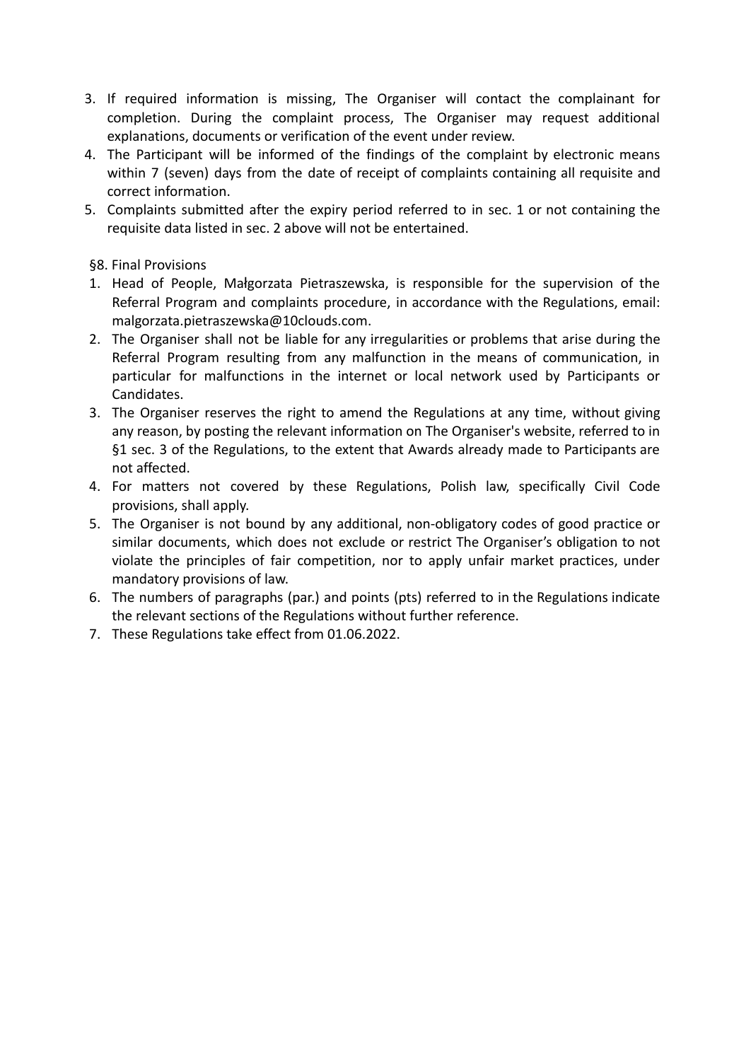3. If required information is missing, The Organiser will contact the complainant for completion. During the complaint process, The Organiser may request additional explanations, documents or verification of the event under review.
4. The Participant will be informed of the findings of the complaint by electronic means within 7 (seven) days from the date of receipt of complaints containing all requisite and correct information.
5. Complaints submitted after the expiry period referred to in sec. 1 or not containing the requisite data listed in sec. 2 above will not be entertained.

§8. Final Provisions

1. Head of People, Małgorzata Pietraszewska, is responsible for the supervision of the Referral Program and complaints procedure, in accordance with the Regulations, email: malgorzata.pietraszewska@10clouds.com.
2. The Organiser shall not be liable for any irregularities or problems that arise during the Referral Program resulting from any malfunction in the means of communication, in particular for malfunctions in the internet or local network used by Participants or Candidates.
3. The Organiser reserves the right to amend the Regulations at any time, without giving any reason, by posting the relevant information on The Organiser's website, referred to in §1 sec. 3 of the Regulations, to the extent that Awards already made to Participants are not affected.
4. For matters not covered by these Regulations, Polish law, specifically Civil Code provisions, shall apply.
5. The Organiser is not bound by any additional, non-obligatory codes of good practice or similar documents, which does not exclude or restrict The Organiser's obligation to not violate the principles of fair competition, nor to apply unfair market practices, under mandatory provisions of law.
6. The numbers of paragraphs (par.) and points (pts) referred to in the Regulations indicate the relevant sections of the Regulations without further reference.
7. These Regulations take effect from 01.06.2022.